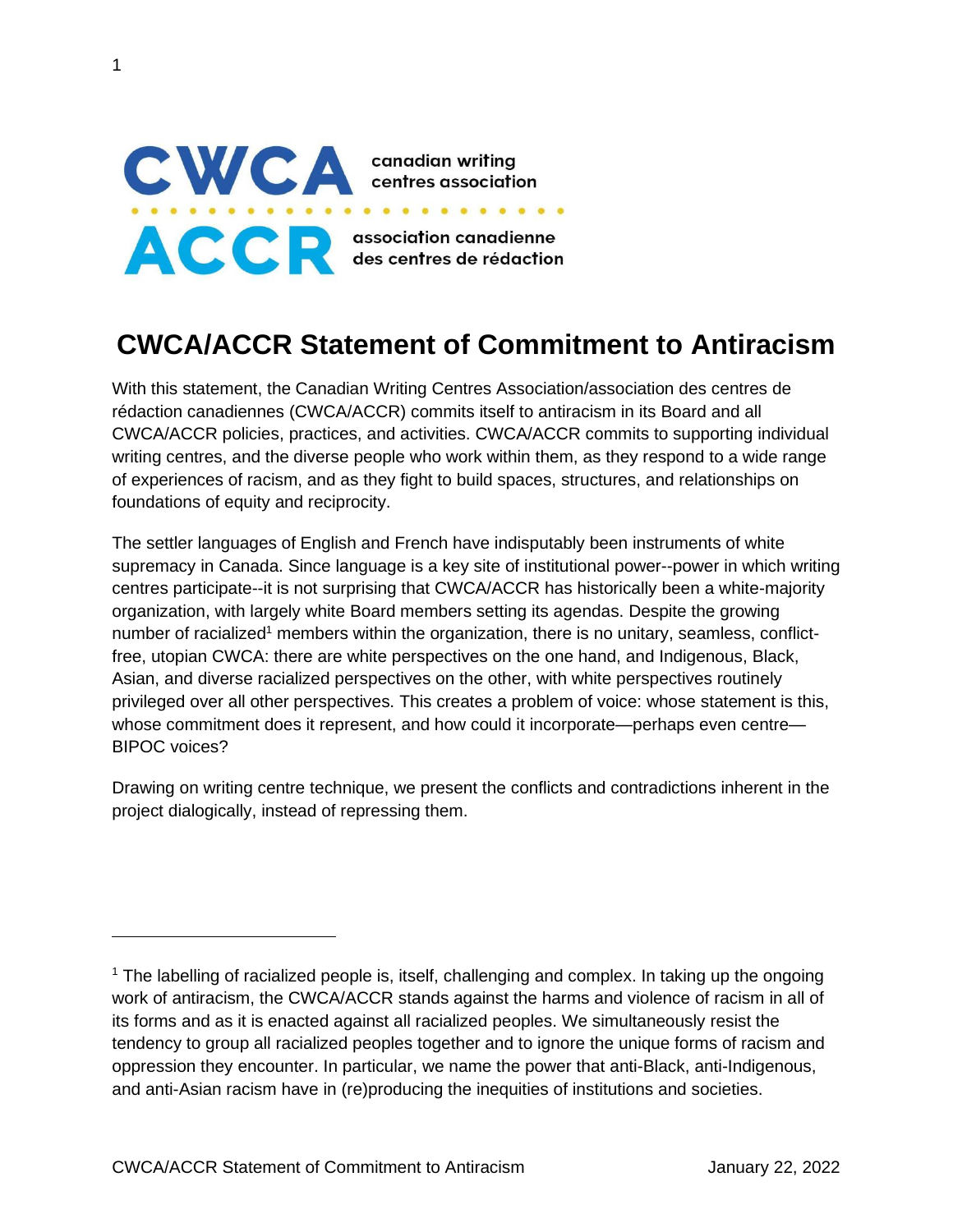CWCA canadian writing centres association

ACCR association canadienne des centres de rédaction

# CWCA/ACCR Statement of Commitment to Antiracism

With this statement, the Canadian Writing Centres Association/association des centres de rédaction canadiennes (CWCA/ACCR) commits itself to antiracism in its Board and all CWCA/ACCR policies, practices, and activities. CWCA/ACCR commits to supporting individual writing centres, and the diverse people who work within them, as they respond to a wide range of experiences of racism, and as they fight to build spaces, structures, and relationships on foundations of equity and reciprocity.

The settler languages of English and French have indisputably been instruments of white supremacy in Canada. Since language is a key site of institutional power--power in which writing centres participate--it is not surprising that CWCA/ACCR has historically been a white-majority organization, with largely white Board members setting its agendas. Despite the growing number of racialized[1] members within the organization, there is no unitary, seamless, conflict-free, utopian CWCA: there are white perspectives on the one hand, and Indigenous, Black, Asian, and diverse racialized perspectives on the other, with white perspectives routinely privileged over all other perspectives. This creates a problem of voice: whose statement is this, whose commitment does it represent, and how could it incorporate—perhaps even centre—BIPOC voices?

Drawing on writing centre technique, we present the conflicts and contradictions inherent in the project dialogically, instead of repressing them.

---

[1] The labelling of racialized people is, itself, challenging and complex. In taking up the ongoing work of antiracism, the CWCA/ACCR stands against the harms and violence of racism in all of its forms and as it is enacted against all racialized peoples. We simultaneously resist the tendency to group all racialized peoples together and to ignore the unique forms of racism and oppression they encounter. In particular, we name the power that anti-Black, anti-Indigenous, and anti-Asian racism have in (re)producing the inequities of institutions and societies.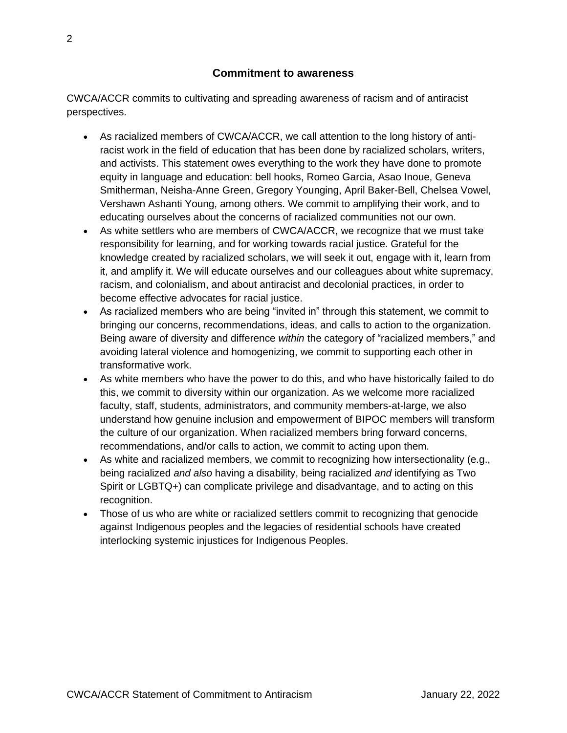## Commitment to awareness

CWCA/ACCR commits to cultivating and spreading awareness of racism and of antiracist perspectives.

- As racialized members of CWCA/ACCR, we call attention to the long history of anti-racist work in the field of education that has been done by racialized scholars, writers, and activists. This statement owes everything to the work they have done to promote equity in language and education: bell hooks, Romeo Garcia, Asao Inoue, Geneva Smitherman, Neisha-Anne Green, Gregory Younging, April Baker-Bell, Chelsea Vowel, Vershawn Ashanti Young, among others. We commit to amplifying their work, and to educating ourselves about the concerns of racialized communities not our own.
- As white settlers who are members of CWCA/ACCR, we recognize that we must take responsibility for learning, and for working towards racial justice. Grateful for the knowledge created by racialized scholars, we will seek it out, engage with it, learn from it, and amplify it. We will educate ourselves and our colleagues about white supremacy, racism, and colonialism, and about antiracist and decolonial practices, in order to become effective advocates for racial justice.
- As racialized members who are being "invited in" through this statement, we commit to bringing our concerns, recommendations, ideas, and calls to action to the organization. Being aware of diversity and difference *within* the category of "racialized members," and avoiding lateral violence and homogenizing, we commit to supporting each other in transformative work.
- As white members who have the power to do this, and who have historically failed to do this, we commit to diversity within our organization. As we welcome more racialized faculty, staff, students, administrators, and community members-at-large, we also understand how genuine inclusion and empowerment of BIPOC members will transform the culture of our organization. When racialized members bring forward concerns, recommendations, and/or calls to action, we commit to acting upon them.
- As white and racialized members, we commit to recognizing how intersectionality (e.g., being racialized *and also* having a disability, being racialized *and* identifying as Two Spirit or LGBTQ+) can complicate privilege and disadvantage, and to acting on this recognition.
- Those of us who are white or racialized settlers commit to recognizing that genocide against Indigenous peoples and the legacies of residential schools have created interlocking systemic injustices for Indigenous Peoples.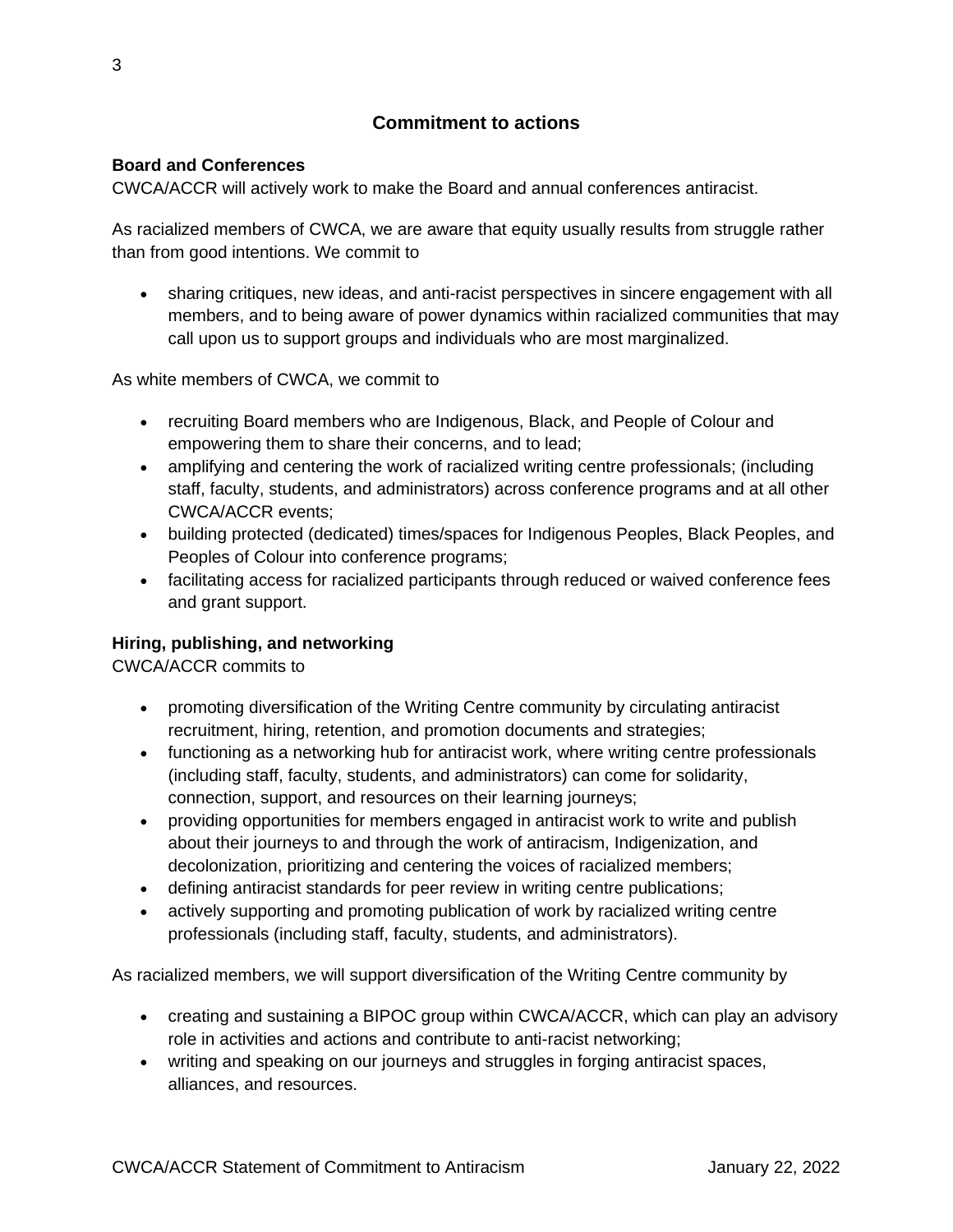## Commitment to actions

**Board and Conferences**
CWCA/ACCR will actively work to make the Board and annual conferences antiracist.

As racialized members of CWCA, we are aware that equity usually results from struggle rather than from good intentions. We commit to

- sharing critiques, new ideas, and anti-racist perspectives in sincere engagement with all members, and to being aware of power dynamics within racialized communities that may call upon us to support groups and individuals who are most marginalized.

As white members of CWCA, we commit to

- recruiting Board members who are Indigenous, Black, and People of Colour and empowering them to share their concerns, and to lead;
- amplifying and centering the work of racialized writing centre professionals; (including staff, faculty, students, and administrators) across conference programs and at all other CWCA/ACCR events;
- building protected (dedicated) times/spaces for Indigenous Peoples, Black Peoples, and Peoples of Colour into conference programs;
- facilitating access for racialized participants through reduced or waived conference fees and grant support.

**Hiring, publishing, and networking**
CWCA/ACCR commits to

- promoting diversification of the Writing Centre community by circulating antiracist recruitment, hiring, retention, and promotion documents and strategies;
- functioning as a networking hub for antiracist work, where writing centre professionals (including staff, faculty, students, and administrators) can come for solidarity, connection, support, and resources on their learning journeys;
- providing opportunities for members engaged in antiracist work to write and publish about their journeys to and through the work of antiracism, Indigenization, and decolonization, prioritizing and centering the voices of racialized members;
- defining antiracist standards for peer review in writing centre publications;
- actively supporting and promoting publication of work by racialized writing centre professionals (including staff, faculty, students, and administrators).

As racialized members, we will support diversification of the Writing Centre community by

- creating and sustaining a BIPOC group within CWCA/ACCR, which can play an advisory role in activities and actions and contribute to anti-racist networking;
- writing and speaking on our journeys and struggles in forging antiracist spaces, alliances, and resources.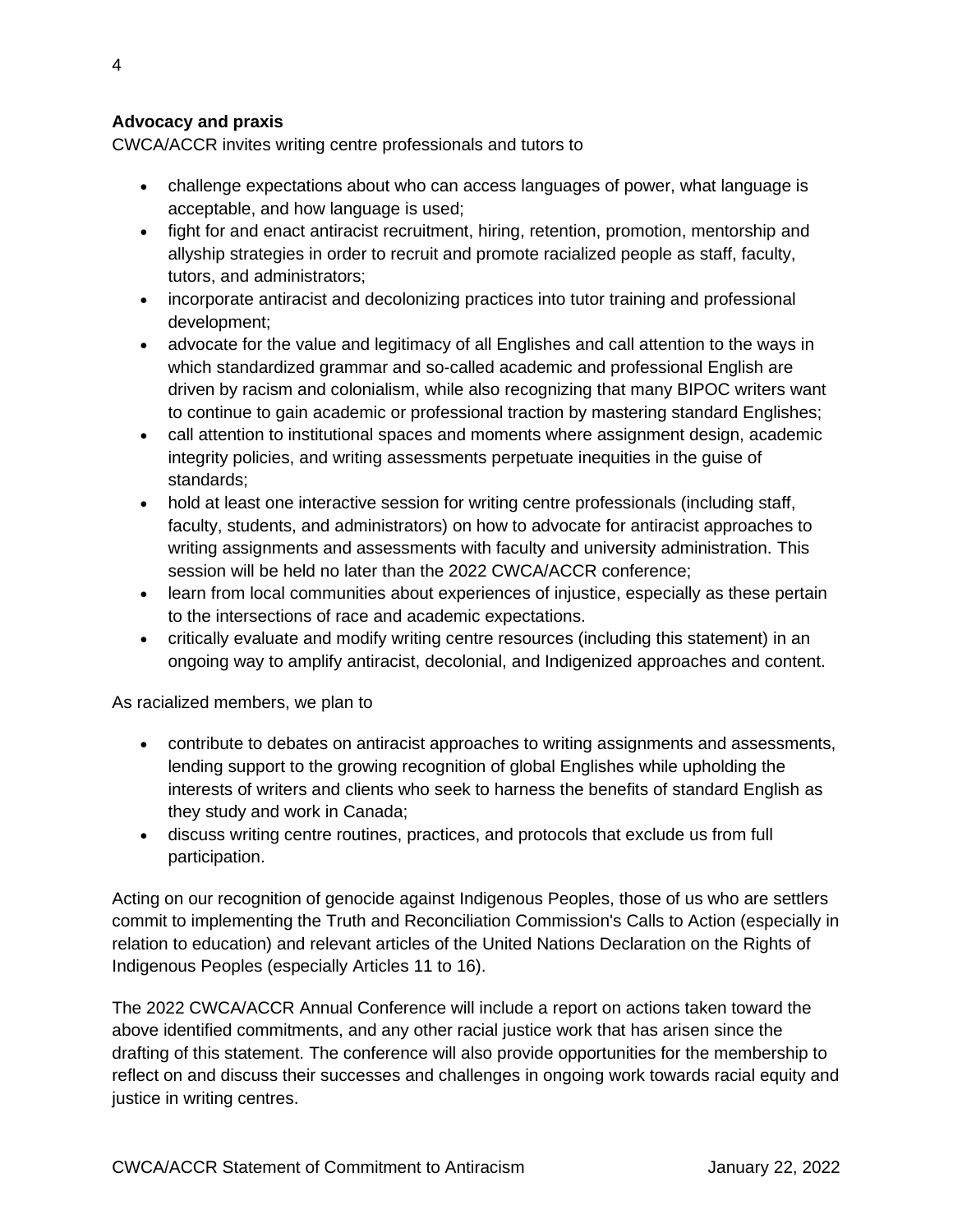**Advocacy and praxis**

CWCA/ACCR invites writing centre professionals and tutors to

- challenge expectations about who can access languages of power, what language is acceptable, and how language is used;
- fight for and enact antiracist recruitment, hiring, retention, promotion, mentorship and allyship strategies in order to recruit and promote racialized people as staff, faculty, tutors, and administrators;
- incorporate antiracist and decolonizing practices into tutor training and professional development;
- advocate for the value and legitimacy of all Englishes and call attention to the ways in which standardized grammar and so-called academic and professional English are driven by racism and colonialism, while also recognizing that many BIPOC writers want to continue to gain academic or professional traction by mastering standard Englishes;
- call attention to institutional spaces and moments where assignment design, academic integrity policies, and writing assessments perpetuate inequities in the guise of standards;
- hold at least one interactive session for writing centre professionals (including staff, faculty, students, and administrators) on how to advocate for antiracist approaches to writing assignments and assessments with faculty and university administration. This session will be held no later than the 2022 CWCA/ACCR conference;
- learn from local communities about experiences of injustice, especially as these pertain to the intersections of race and academic expectations.
- critically evaluate and modify writing centre resources (including this statement) in an ongoing way to amplify antiracist, decolonial, and Indigenized approaches and content.

As racialized members, we plan to

- contribute to debates on antiracist approaches to writing assignments and assessments, lending support to the growing recognition of global Englishes while upholding the interests of writers and clients who seek to harness the benefits of standard English as they study and work in Canada;
- discuss writing centre routines, practices, and protocols that exclude us from full participation.

Acting on our recognition of genocide against Indigenous Peoples, those of us who are settlers commit to implementing the Truth and Reconciliation Commission's Calls to Action (especially in relation to education) and relevant articles of the United Nations Declaration on the Rights of Indigenous Peoples (especially Articles 11 to 16).

The 2022 CWCA/ACCR Annual Conference will include a report on actions taken toward the above identified commitments, and any other racial justice work that has arisen since the drafting of this statement. The conference will also provide opportunities for the membership to reflect on and discuss their successes and challenges in ongoing work towards racial equity and justice in writing centres.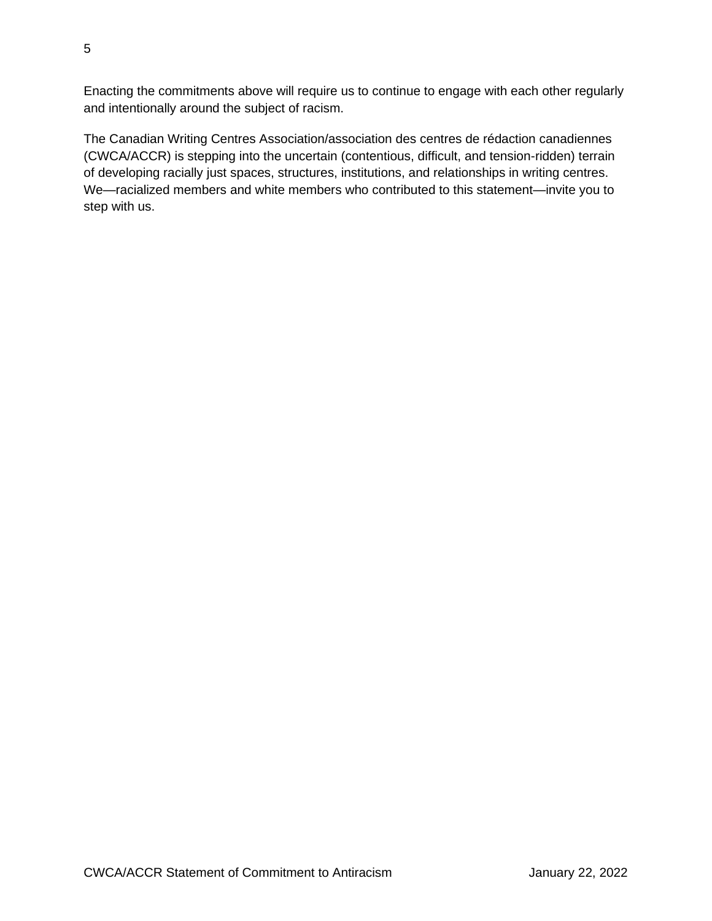Enacting the commitments above will require us to continue to engage with each other regularly and intentionally around the subject of racism.

The Canadian Writing Centres Association/association des centres de rédaction canadiennes (CWCA/ACCR) is stepping into the uncertain (contentious, difficult, and tension-ridden) terrain of developing racially just spaces, structures, institutions, and relationships in writing centres. We—racialized members and white members who contributed to this statement—invite you to step with us.